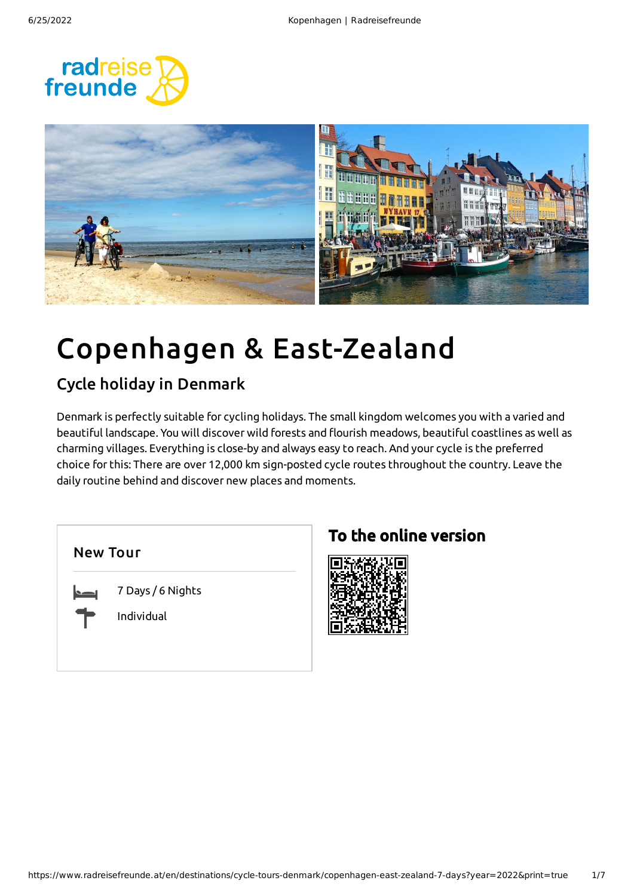# Copenhagen & East-Zealand

## Cycle holiday in Denmark

Denmark is perfectly suitable for cycling holidays. The small kingdom welcomes you with a varied and beautiful landscape. You will discover wild forests and flourish meadows, beautiful coastlines as well as charming villages. Everything is close-by and always easy to reach. And your cycle is the preferred choice for this: There are over 12,000 km sign-posted cycle routes throughout the country. Leave the daily routine behind and discover new places and moments.

### New Tour

7 Days / 6 Nights

Individual

### To the online version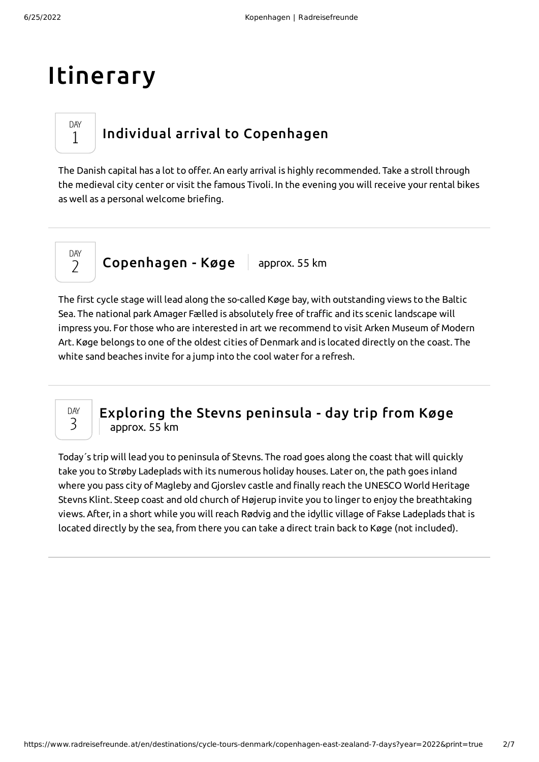# Itinerary

## DAY 1 Individual arrival to Copenhagen

The Danish capital has a lot to offer. An early arrival is highly recommended. Take a stroll through the medieval city center or visit the famous Tivoli. In the evening you will receive your rental bikes as well as a personal welcome briefing.

## DAY 2 Copenhagen - Køge | approx. 55 km

The first cycle stage will lead along the so-called Køge bay, with outstanding views to the Baltic Sea. The national park Amager Fælled is absolutely free of traffic and its scenic landscape will impress you. For those who are interested in art we recommend to visit Arken Museum of Modern Art. Køge belongs to one of the oldest cities of Denmark and is located directly on the coast. The white sand beaches invite for a jump into the cool water for a refresh.

## DAY 3 Exploring the Stevns peninsula - day trip from Køge | approx. 55 km

Today´s trip will lead you to peninsula of Stevns. The road goes along the coast that will quickly take you to Strøby Ladeplads with its numerous holiday houses. Later on, the path goes inland where you pass city of Magleby and Gjorslev castle and finally reach the UNESCO World Heritage Stevns Klint. Steep coast and old church of Højerup invite you to linger to enjoy the breathtaking views. After, in a short while you will reach Rødvig and the idyllic village of Fakse Ladeplads that is located directly by the sea, from there you can take a direct train back to Køge (not included).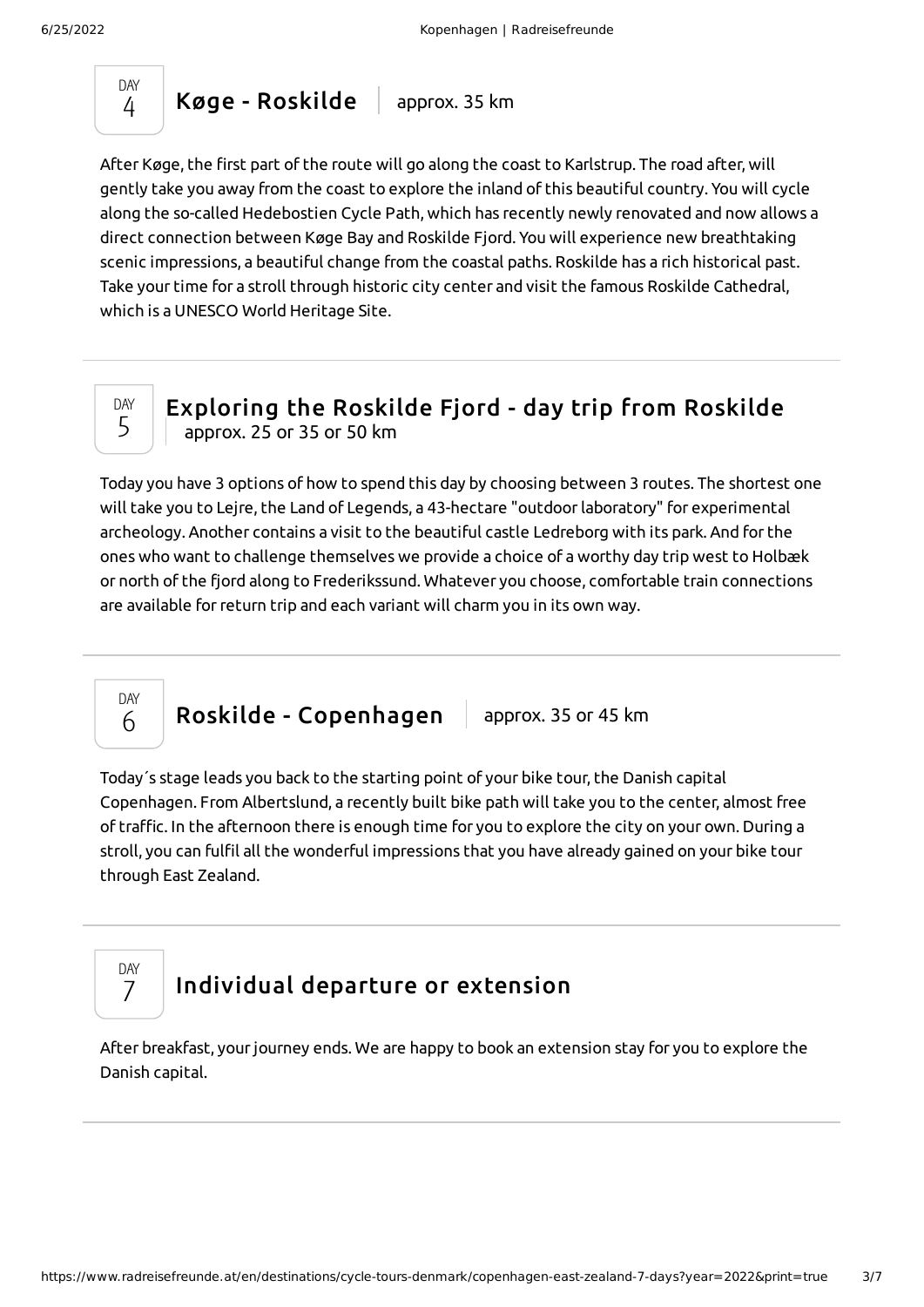## DAY 4 — Køge - Roskilde | approx. 35 km

After Køge, the first part of the route will go along the coast to Karlstrup. The road after, will gently take you away from the coast to explore the inland of this beautiful country. You will cycle along the so-called Hedebostien Cycle Path, which has recently newly renovated and now allows a direct connection between Køge Bay and Roskilde Fjord. You will experience new breathtaking scenic impressions, a beautiful change from the coastal paths. Roskilde has a rich historical past. Take your time for a stroll through historic city center and visit the famous Roskilde Cathedral, which is a UNESCO World Heritage Site.

---

## DAY 5 — Exploring the Roskilde Fjord - day trip from Roskilde | approx. 25 or 35 or 50 km

Today you have 3 options of how to spend this day by choosing between 3 routes. The shortest one will take you to Lejre, the Land of Legends, a 43-hectare "outdoor laboratory" for experimental archeology. Another contains a visit to the beautiful castle Ledreborg with its park. And for the ones who want to challenge themselves we provide a choice of a worthy day trip west to Holbæk or north of the fjord along to Frederikssund. Whatever you choose, comfortable train connections are available for return trip and each variant will charm you in its own way.

---

## DAY 6 — Roskilde - Copenhagen | approx. 35 or 45 km

Today´s stage leads you back to the starting point of your bike tour, the Danish capital Copenhagen. From Albertslund, a recently built bike path will take you to the center, almost free of traffic. In the afternoon there is enough time for you to explore the city on your own. During a stroll, you can fulfil all the wonderful impressions that you have already gained on your bike tour through East Zealand.

---

## DAY 7 — Individual departure or extension

After breakfast, your journey ends. We are happy to book an extension stay for you to explore the Danish capital.

---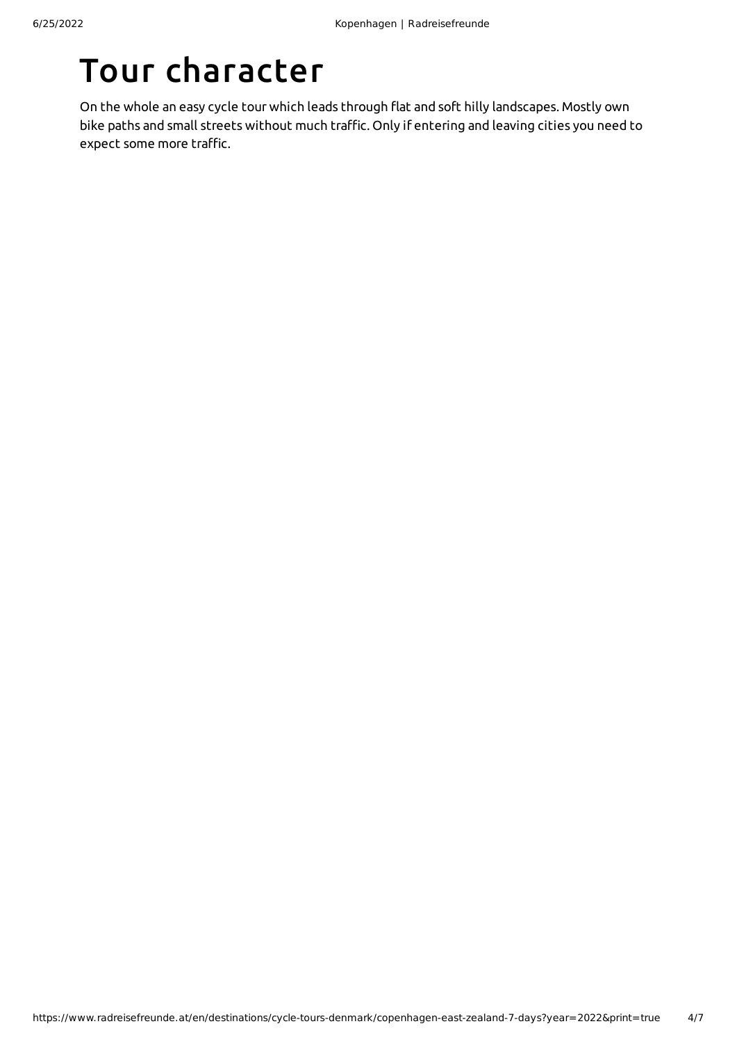# Tour character

On the whole an easy cycle tour which leads through flat and soft hilly landscapes. Mostly own bike paths and small streets without much traffic. Only if entering and leaving cities you need to expect some more traffic.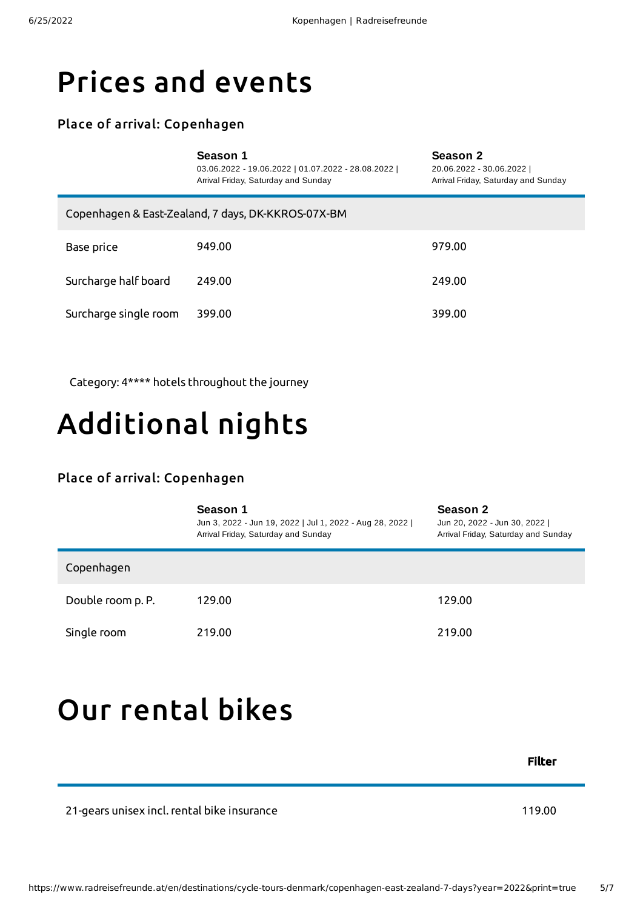# Prices and events

### Place of arrival: Copenhagen

| | Season 1<br>03.06.2022 - 19.06.2022 \| 01.07.2022 - 28.08.2022 \|<br>Arrival Friday, Saturday and Sunday | Season 2<br>20.06.2022 - 30.06.2022 \|<br>Arrival Friday, Saturday and Sunday |
|---|---|---|
| Copenhagen & East-Zealand, 7 days, DK-KKROS-07X-BM | | |
| Base price | 949.00 | 979.00 |
| Surcharge half board | 249.00 | 249.00 |
| Surcharge single room | 399.00 | 399.00 |

Category: 4**** hotels throughout the journey

# Additional nights

### Place of arrival: Copenhagen

| | Season 1<br>Jun 3, 2022 - Jun 19, 2022 \| Jul 1, 2022 - Aug 28, 2022 \|<br>Arrival Friday, Saturday and Sunday | Season 2<br>Jun 20, 2022 - Jun 30, 2022 \|<br>Arrival Friday, Saturday and Sunday |
|---|---|---|
| Copenhagen | | |
| Double room p. P. | 129.00 | 129.00 |
| Single room | 219.00 | 219.00 |

# Our rental bikes

| | Filter |
|---|---|
| 21-gears unisex incl. rental bike insurance | 119.00 |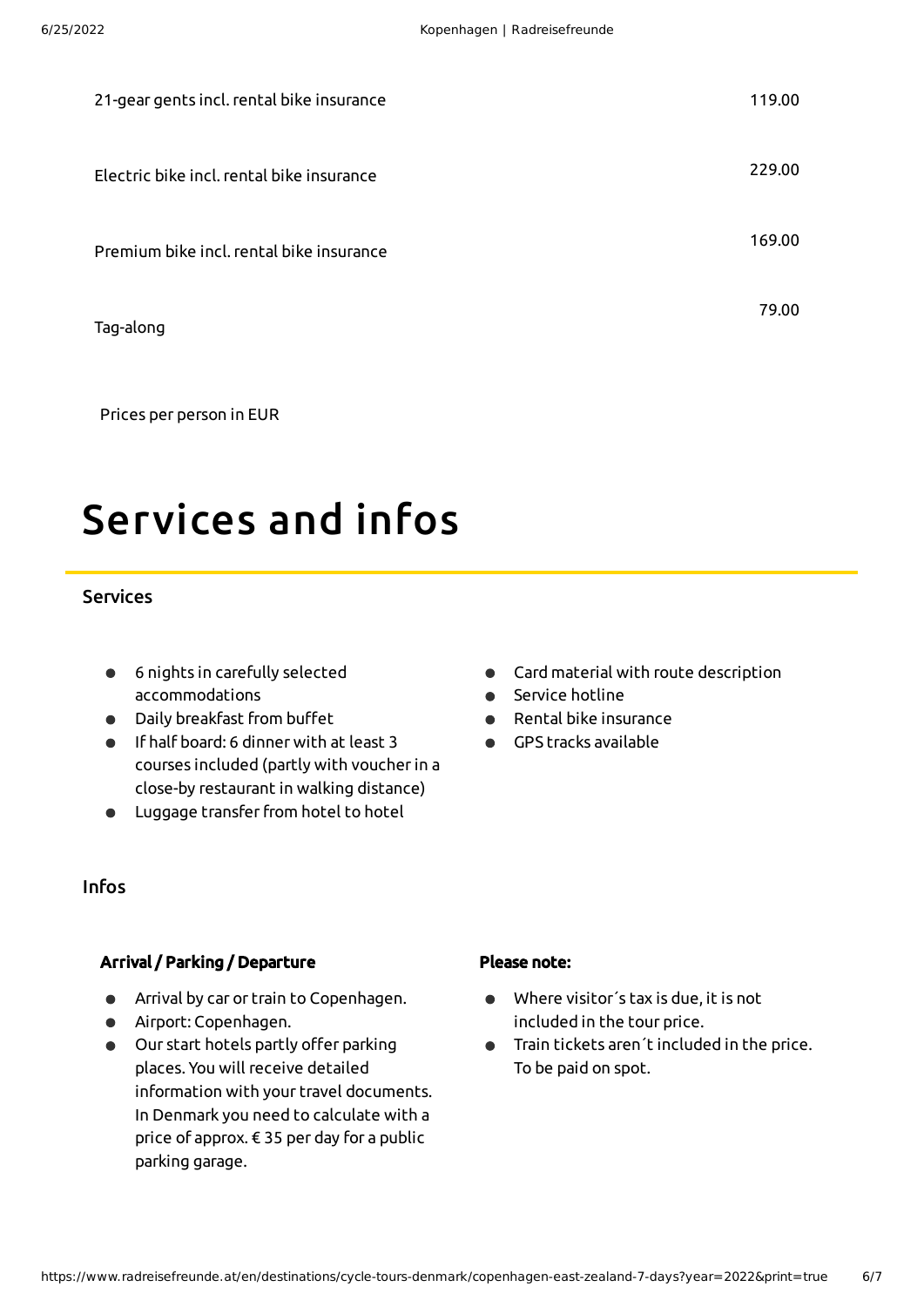| | |
|---|---|
| 21-gear gents incl. rental bike insurance | 119.00 |
| Electric bike incl. rental bike insurance | 229.00 |
| Premium bike incl. rental bike insurance | 169.00 |
| Tag-along | 79.00 |

Prices per person in EUR

# Services and infos

## Services

- 6 nights in carefully selected accommodations
- Daily breakfast from buffet
- If half board: 6 dinner with at least 3 courses included (partly with voucher in a close-by restaurant in walking distance)
- Luggage transfer from hotel to hotel
- Card material with route description
- Service hotline
- Rental bike insurance
- GPS tracks available

## Infos

**Arrival / Parking / Departure**

- Arrival by car or train to Copenhagen.
- Airport: Copenhagen.
- Our start hotels partly offer parking places. You will receive detailed information with your travel documents. In Denmark you need to calculate with a price of approx. € 35 per day for a public parking garage.

**Please note:**

- Where visitor´s tax is due, it is not included in the tour price.
- Train tickets aren´t included in the price. To be paid on spot.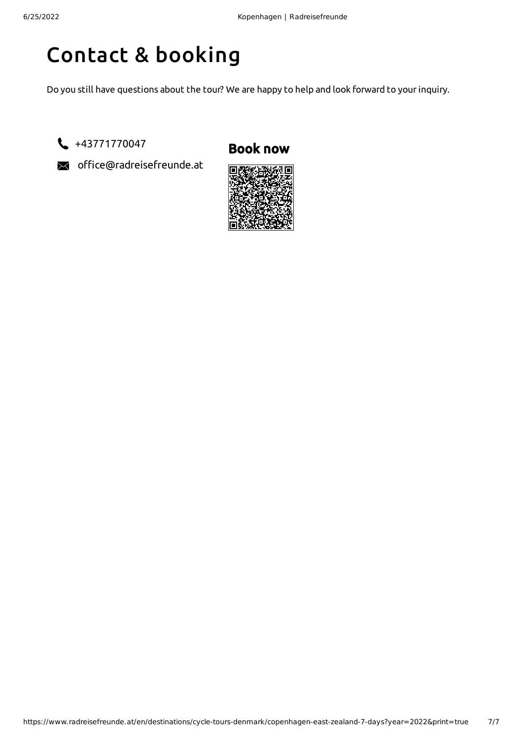# Contact & booking

Do you still have questions about the tour? We are happy to help and look forward to your inquiry.

+43771770047

office@radreisefreunde.at

## Book now